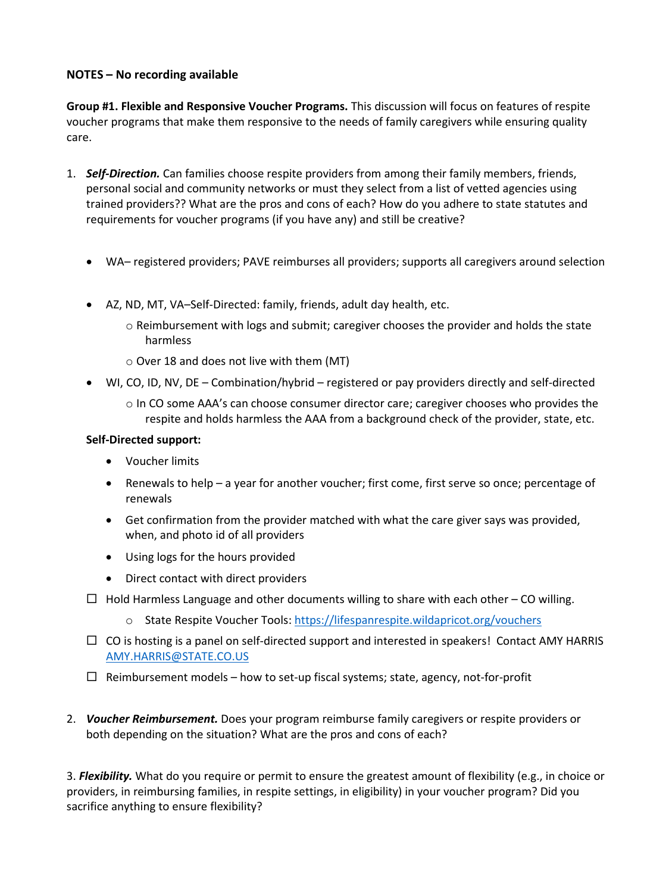**NOTES – No recording available**

**Group #1. Flexible and Responsive Voucher Programs.** This discussion will focus on features of respite voucher programs that make them responsive to the needs of family caregivers while ensuring quality care.

1. ***Self-Direction.*** Can families choose respite providers from among their family members, friends, personal social and community networks or must they select from a list of vetted agencies using trained providers?? What are the pros and cons of each? How do you adhere to state statutes and requirements for voucher programs (if you have any) and still be creative?

   - WA– registered providers; PAVE reimburses all providers; supports all caregivers around selection
   - AZ, ND, MT, VA–Self-Directed: family, friends, adult day health, etc.
     - Reimbursement with logs and submit; caregiver chooses the provider and holds the state harmless
     - Over 18 and does not live with them (MT)
   - WI, CO, ID, NV, DE – Combination/hybrid – registered or pay providers directly and self-directed
     - In CO some AAA's can choose consumer director care; caregiver chooses who provides the respite and holds harmless the AAA from a background check of the provider, state, etc.

   **Self-Directed support:**

   - Voucher limits
   - Renewals to help – a year for another voucher; first come, first serve so once; percentage of renewals
   - Get confirmation from the provider matched with what the care giver says was provided, when, and photo id of all providers
   - Using logs for the hours provided
   - Direct contact with direct providers

   - [ ] Hold Harmless Language and other documents willing to share with each other – CO willing.
     - State Respite Voucher Tools: [https://lifespanrespite.wildapricot.org/vouchers](https://lifespanrespite.wildapricot.org/vouchers)
   - [ ] CO is hosting is a panel on self-directed support and interested in speakers! Contact AMY HARRIS [AMY.HARRIS@STATE.CO.US](mailto:AMY.HARRIS@STATE.CO.US)
   - [ ] Reimbursement models – how to set-up fiscal systems; state, agency, not-for-profit

2. ***Voucher Reimbursement.*** Does your program reimburse family caregivers or respite providers or both depending on the situation? What are the pros and cons of each?

3. ***Flexibility.*** What do you require or permit to ensure the greatest amount of flexibility (e.g., in choice or providers, in reimbursing families, in respite settings, in eligibility) in your voucher program? Did you sacrifice anything to ensure flexibility?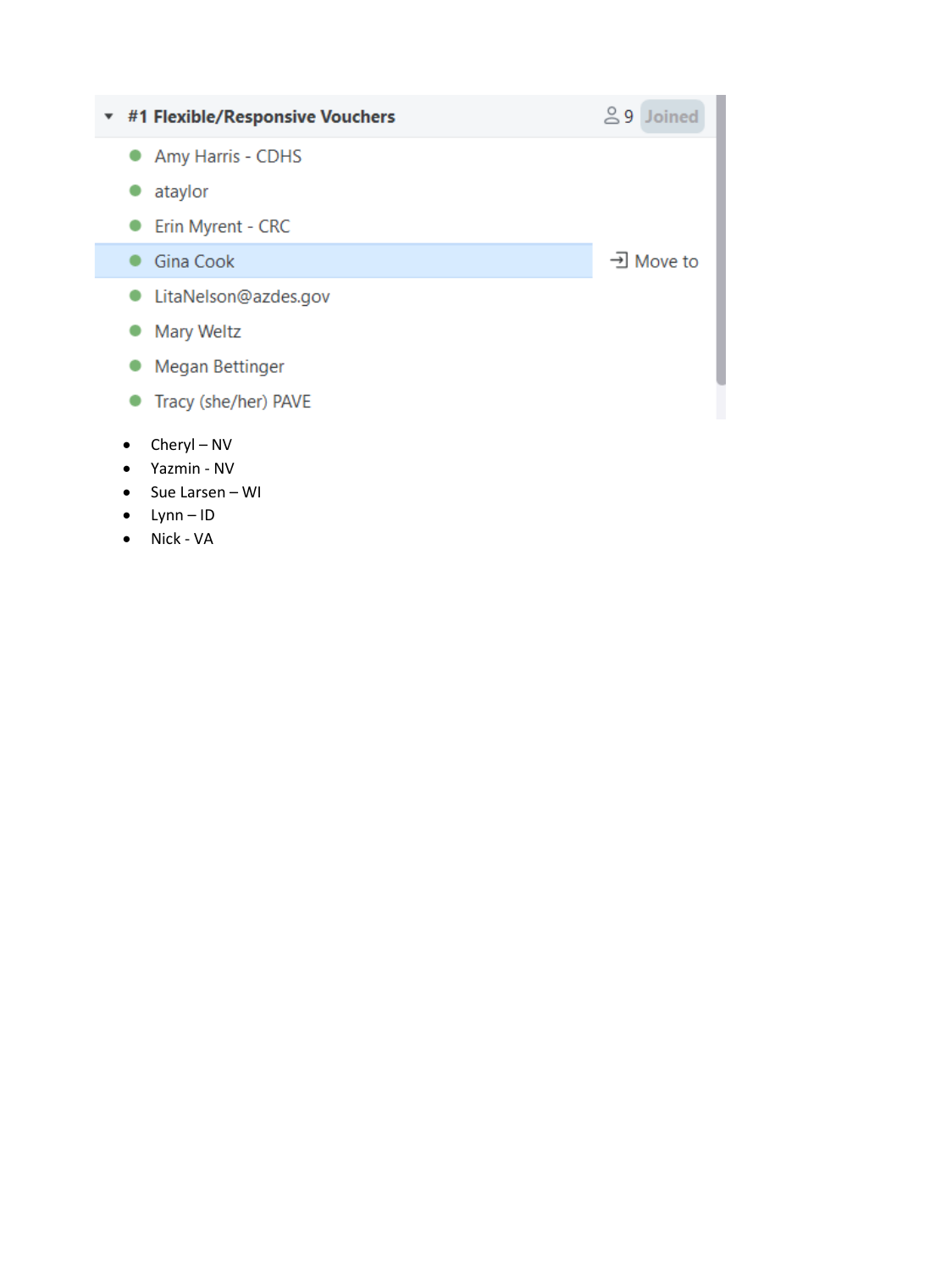▾ #1 Flexible/Responsive Vouchers 9 Joined

- Amy Harris - CDHS
- ataylor
- Erin Myrent - CRC
- Gina Cook Move to
- LitaNelson@azdes.gov
- Mary Weltz
- Megan Bettinger
- Tracy (she/her) PAVE

- Cheryl – NV
- Yazmin - NV
- Sue Larsen – WI
- Lynn – ID
- Nick - VA